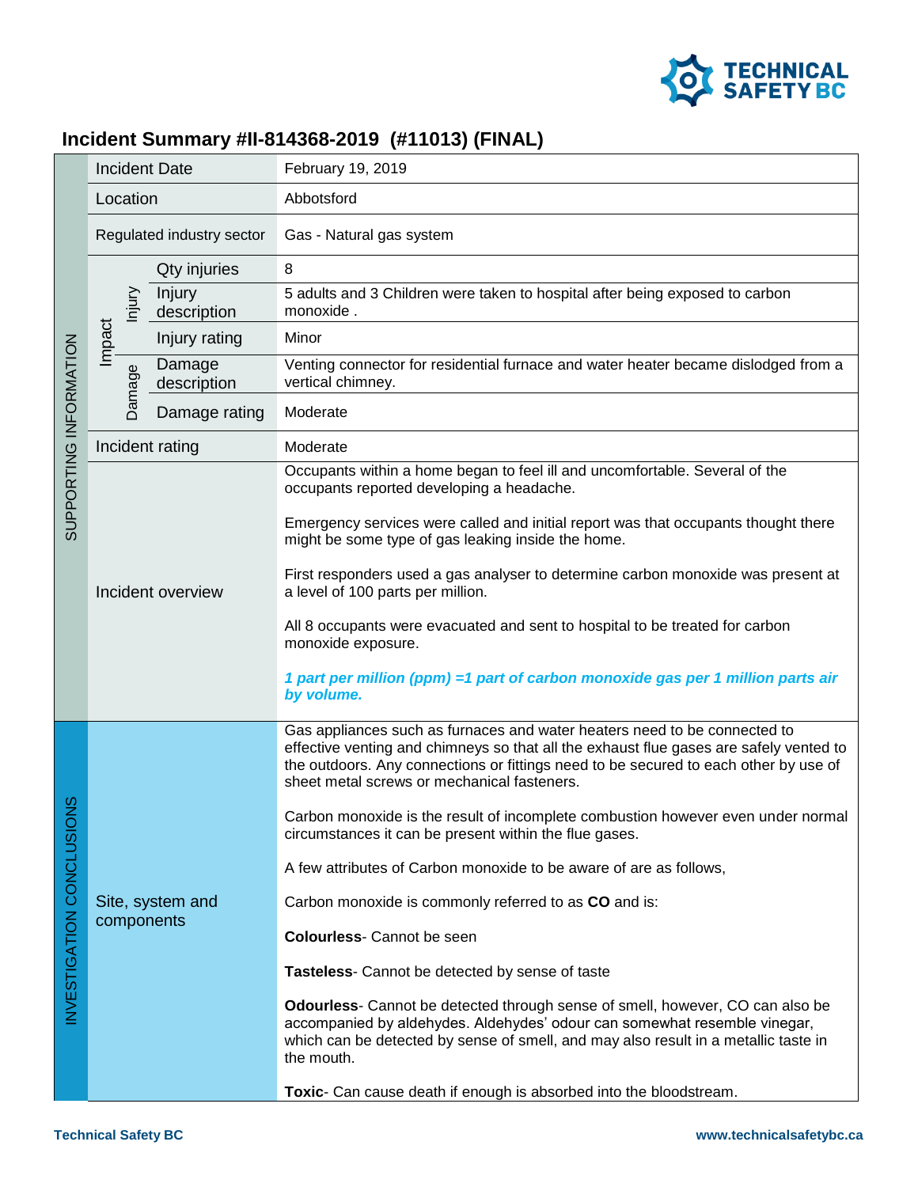## Incident Summary #II-814368-2019 (#11013) (FINAL)

| Section | | | Field | Details |
|---|---|---|---|---|
| SUPPORTING INFORMATION | | | Incident Date | February 19, 2019 |
| | | | Location | Abbotsford |
| | | | Regulated industry sector | Gas - Natural gas system |
| | Impact | Injury | Qty injuries | 8 |
| | | | Injury description | 5 adults and 3 Children were taken to hospital after being exposed to carbon monoxide . |
| | | | Injury rating | Minor |
| | | Damage | Damage description | Venting connector for residential furnace and water heater became dislodged from a vertical chimney. |
| | | | Damage rating | Moderate |
| | | | Incident rating | Moderate |
| | | | Incident overview | Occupants within a home began to feel ill and uncomfortable. Several of the occupants reported developing a headache.<br><br>Emergency services were called and initial report was that occupants thought there might be some type of gas leaking inside the home.<br><br>First responders used a gas analyser to determine carbon monoxide was present at a level of 100 parts per million.<br><br>All 8 occupants were evacuated and sent to hospital to be treated for carbon monoxide exposure.<br><br>***1 part per million (ppm) =1 part of carbon monoxide gas per 1 million parts air by volume.*** |
| INVESTIGATION CONCLUSIONS | | | Site, system and components | Gas appliances such as furnaces and water heaters need to be connected to effective venting and chimneys so that all the exhaust flue gases are safely vented to the outdoors. Any connections or fittings need to be secured to each other by use of sheet metal screws or mechanical fasteners.<br><br>Carbon monoxide is the result of incomplete combustion however even under normal circumstances it can be present within the flue gases.<br><br>A few attributes of Carbon monoxide to be aware of are as follows,<br><br>Carbon monoxide is commonly referred to as **CO** and is:<br><br>**Colourless**- Cannot be seen<br><br>**Tasteless**- Cannot be detected by sense of taste<br><br>**Odourless**- Cannot be detected through sense of smell, however, CO can also be accompanied by aldehydes. Aldehydes' odour can somewhat resemble vinegar, which can be detected by sense of smell, and may also result in a metallic taste in the mouth.<br><br>**Toxic**- Can cause death if enough is absorbed into the bloodstream. |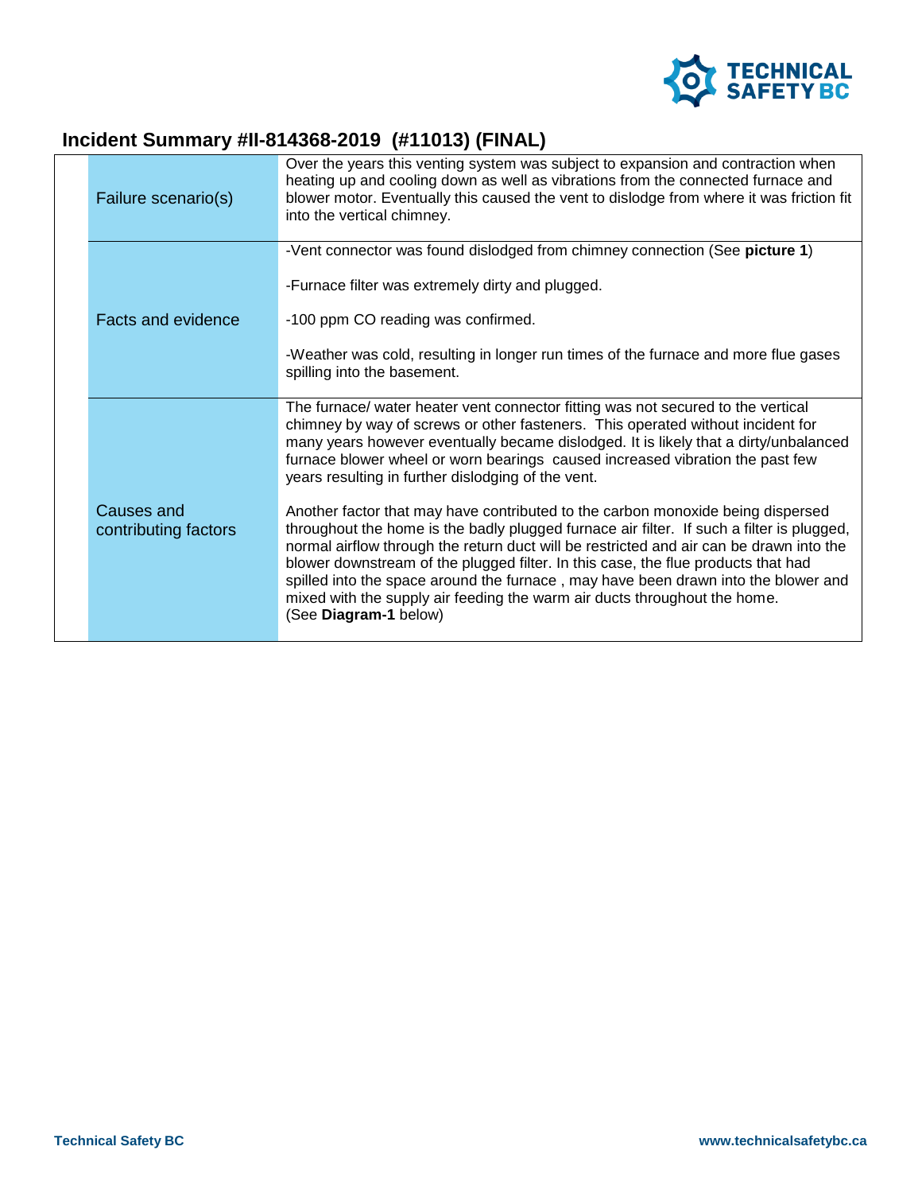## Incident Summary #II-814368-2019 (#11013) (FINAL)

| | |
|---|---|
| Failure scenario(s) | Over the years this venting system was subject to expansion and contraction when heating up and cooling down as well as vibrations from the connected furnace and blower motor. Eventually this caused the vent to dislodge from where it was friction fit into the vertical chimney. |
| Facts and evidence | -Vent connector was found dislodged from chimney connection (See **picture 1**)<br><br>-Furnace filter was extremely dirty and plugged.<br><br>-100 ppm CO reading was confirmed.<br><br>-Weather was cold, resulting in longer run times of the furnace and more flue gases spilling into the basement. |
| Causes and contributing factors | The furnace/ water heater vent connector fitting was not secured to the vertical chimney by way of screws or other fasteners. This operated without incident for many years however eventually became dislodged. It is likely that a dirty/unbalanced furnace blower wheel or worn bearings caused increased vibration the past few years resulting in further dislodging of the vent.<br><br>Another factor that may have contributed to the carbon monoxide being dispersed throughout the home is the badly plugged furnace air filter. If such a filter is plugged, normal airflow through the return duct will be restricted and air can be drawn into the blower downstream of the plugged filter. In this case, the flue products that had spilled into the space around the furnace , may have been drawn into the blower and mixed with the supply air feeding the warm air ducts throughout the home.<br>(See **Diagram-1** below) |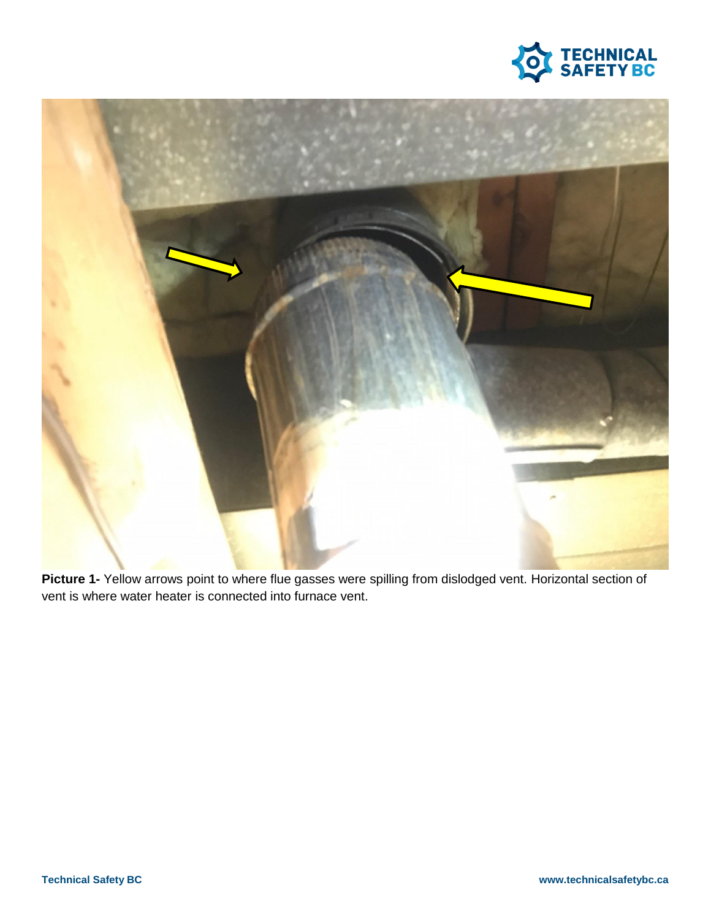**Picture 1-** Yellow arrows point to where flue gasses were spilling from dislodged vent. Horizontal section of vent is where water heater is connected into furnace vent.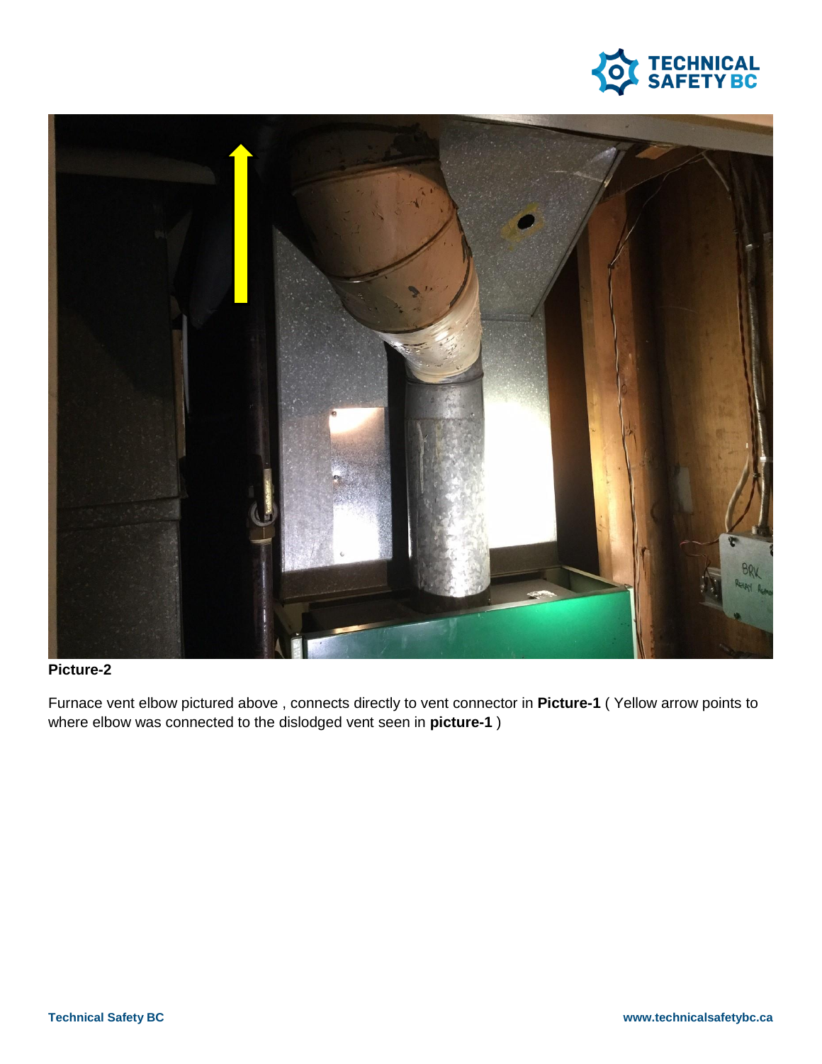**Picture-2**

Furnace vent elbow pictured above , connects directly to vent connector in **Picture-1** ( Yellow arrow points to where elbow was connected to the dislodged vent seen in **picture-1** )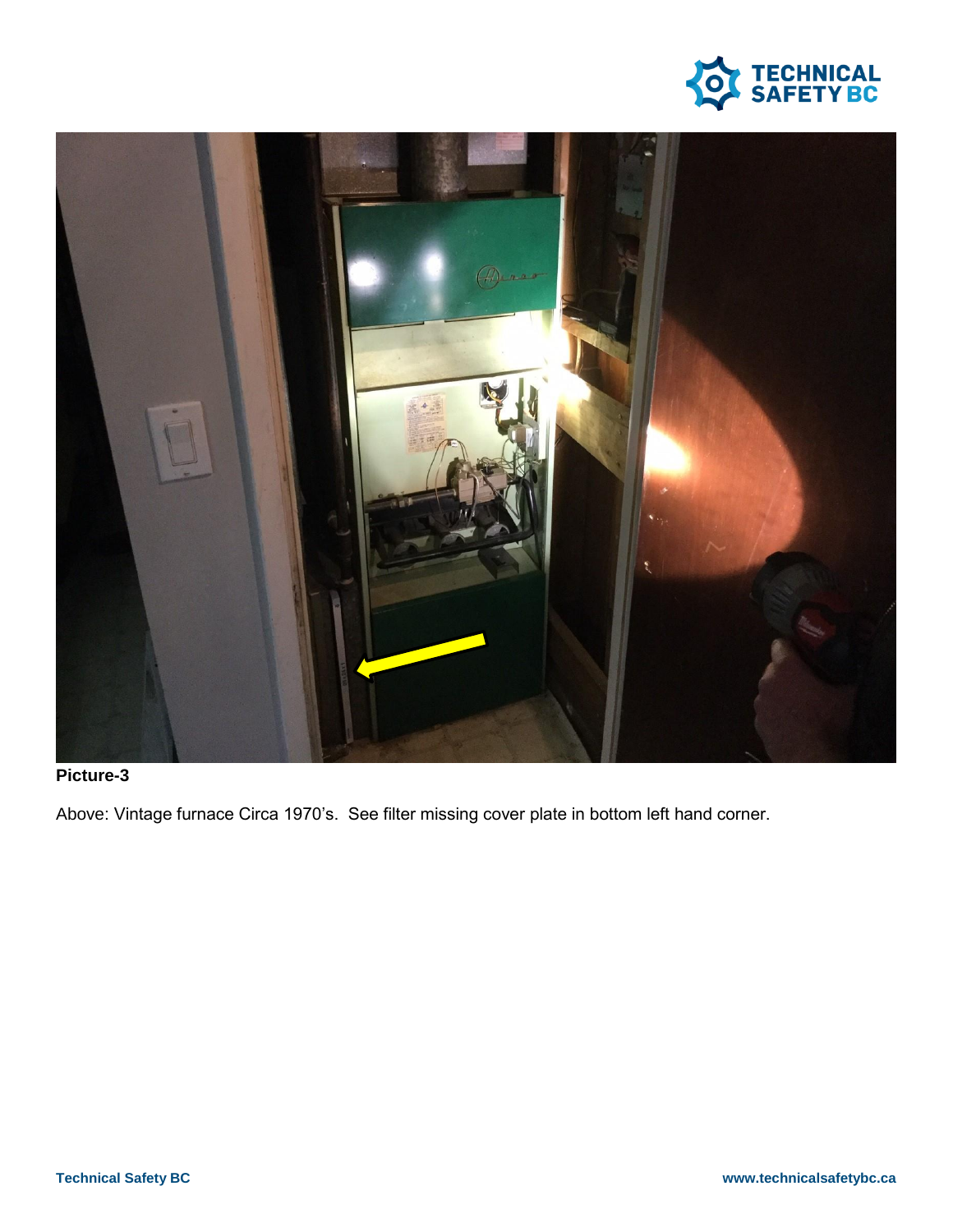**Picture-3**

Above: Vintage furnace Circa 1970's. See filter missing cover plate in bottom left hand corner.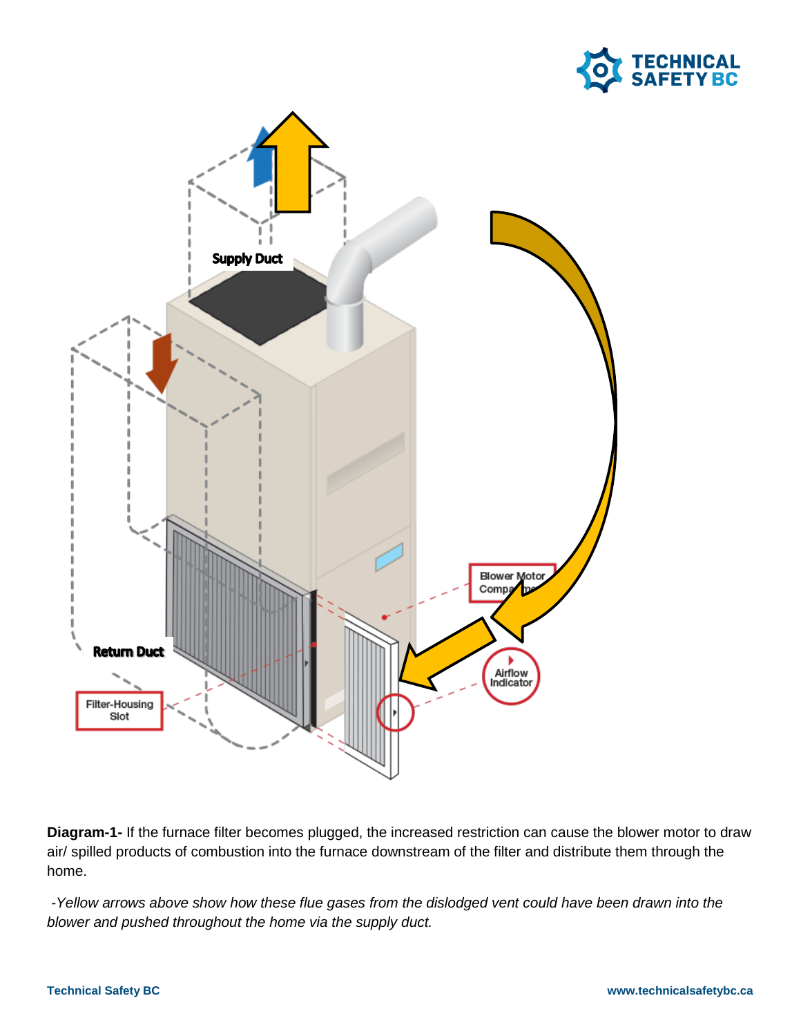Supply Duct

Blower Motor Compartment

Return Duct

Filter-Housing Slot

Airflow Indicator

**Diagram-1-** If the furnace filter becomes plugged, the increased restriction can cause the blower motor to draw air/ spilled products of combustion into the furnace downstream of the filter and distribute them through the home.

*-Yellow arrows above show how these flue gases from the dislodged vent could have been drawn into the blower and pushed throughout the home via the supply duct.*